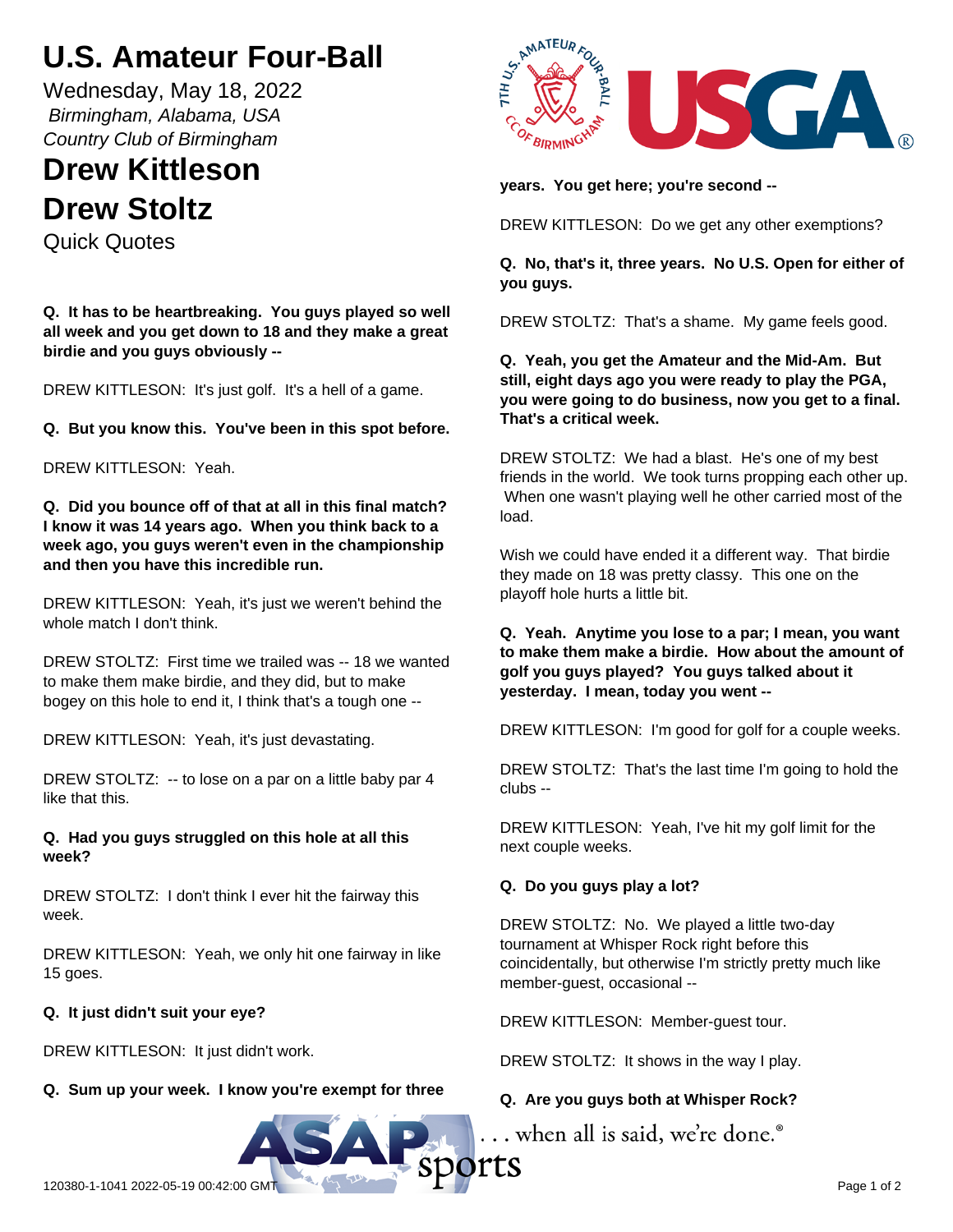# U.S. Amateur Four-Ball

Wednesday, May 18, 2022

*Birmingham, Alabama, USA*

*Country Club of Birmingham*

## Drew Kittleson

## Drew Stoltz

Quick Quotes

**Q. It has to be heartbreaking. You guys played so well all week and you get down to 18 and they make a great birdie and you guys obviously --**

DREW KITTLESON: It's just golf. It's a hell of a game.

**Q. But you know this. You've been in this spot before.**

DREW KITTLESON: Yeah.

**Q. Did you bounce off of that at all in this final match? I know it was 14 years ago. When you think back to a week ago, you guys weren't even in the championship and then you have this incredible run.**

DREW KITTLESON: Yeah, it's just we weren't behind the whole match I don't think.

DREW STOLTZ: First time we trailed was -- 18 we wanted to make them make birdie, and they did, but to make bogey on this hole to end it, I think that's a tough one --

DREW KITTLESON: Yeah, it's just devastating.

DREW STOLTZ: -- to lose on a par on a little baby par 4 like that this.

**Q. Had you guys struggled on this hole at all this week?**

DREW STOLTZ: I don't think I ever hit the fairway this week.

DREW KITTLESON: Yeah, we only hit one fairway in like 15 goes.

**Q. It just didn't suit your eye?**

DREW KITTLESON: It just didn't work.

**Q. Sum up your week. I know you're exempt for three years. You get here; you're second --**

DREW KITTLESON: Do we get any other exemptions?

**Q. No, that's it, three years. No U.S. Open for either of you guys.**

DREW STOLTZ: That's a shame. My game feels good.

**Q. Yeah, you get the Amateur and the Mid-Am. But still, eight days ago you were ready to play the PGA, you were going to do business, now you get to a final. That's a critical week.**

DREW STOLTZ: We had a blast. He's one of my best friends in the world. We took turns propping each other up. When one wasn't playing well he other carried most of the load.

Wish we could have ended it a different way. That birdie they made on 18 was pretty classy. This one on the playoff hole hurts a little bit.

**Q. Yeah. Anytime you lose to a par; I mean, you want to make them make a birdie. How about the amount of golf you guys played? You guys talked about it yesterday. I mean, today you went --**

DREW KITTLESON: I'm good for golf for a couple weeks.

DREW STOLTZ: That's the last time I'm going to hold the clubs --

DREW KITTLESON: Yeah, I've hit my golf limit for the next couple weeks.

**Q. Do you guys play a lot?**

DREW STOLTZ: No. We played a little two-day tournament at Whisper Rock right before this coincidentally, but otherwise I'm strictly pretty much like member-guest, occasional --

DREW KITTLESON: Member-guest tour.

DREW STOLTZ: It shows in the way I play.

**Q. Are you guys both at Whisper Rock?**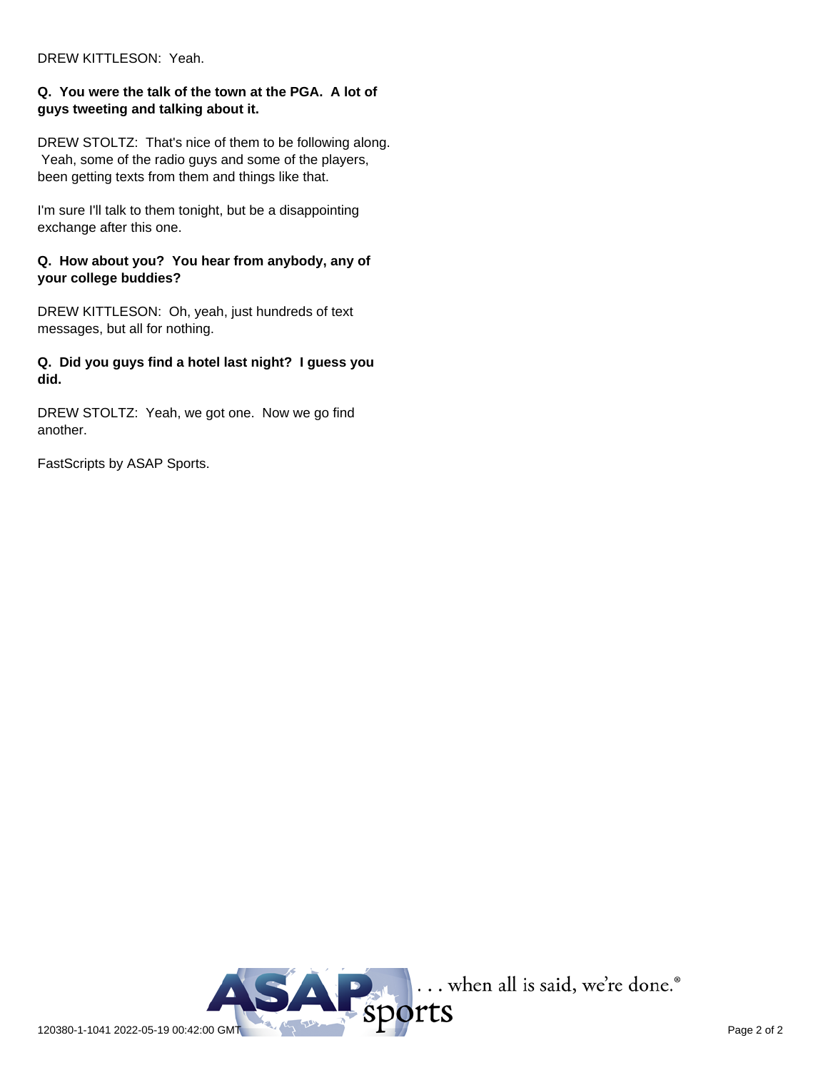DREW KITTLESON: Yeah.

**Q. You were the talk of the town at the PGA. A lot of guys tweeting and talking about it.**

DREW STOLTZ: That's nice of them to be following along. Yeah, some of the radio guys and some of the players, been getting texts from them and things like that.

I'm sure I'll talk to them tonight, but be a disappointing exchange after this one.

**Q. How about you? You hear from anybody, any of your college buddies?**

DREW KITTLESON: Oh, yeah, just hundreds of text messages, but all for nothing.

**Q. Did you guys find a hotel last night? I guess you did.**

DREW STOLTZ: Yeah, we got one. Now we go find another.

FastScripts by ASAP Sports.